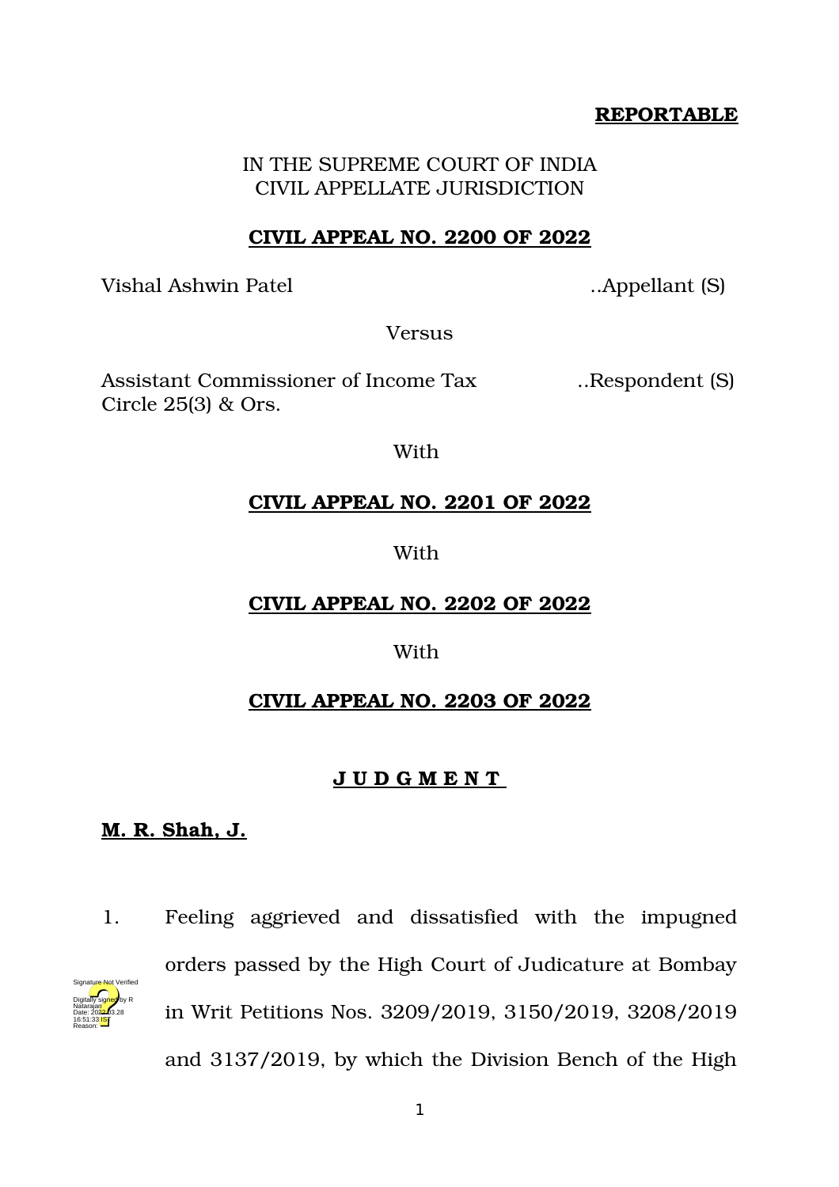**REPORTABLE**

IN THE SUPREME COURT OF INDIA
CIVIL APPELLATE JURISDICTION

**CIVIL APPEAL NO. 2200 OF 2022**

Vishal Ashwin Patel ..Appellant (S)

Versus

Assistant Commissioner of Income Tax Circle 25(3) & Ors. ..Respondent (S)

With

**CIVIL APPEAL NO. 2201 OF 2022**

With

**CIVIL APPEAL NO. 2202 OF 2022**

With

**CIVIL APPEAL NO. 2203 OF 2022**

**J U D G M E N T**

**M. R. Shah, J.**

1. Feeling aggrieved and dissatisfied with the impugned orders passed by the High Court of Judicature at Bombay in Writ Petitions Nos. 3209/2019, 3150/2019, 3208/2019 and 3137/2019, by which the Division Bench of the High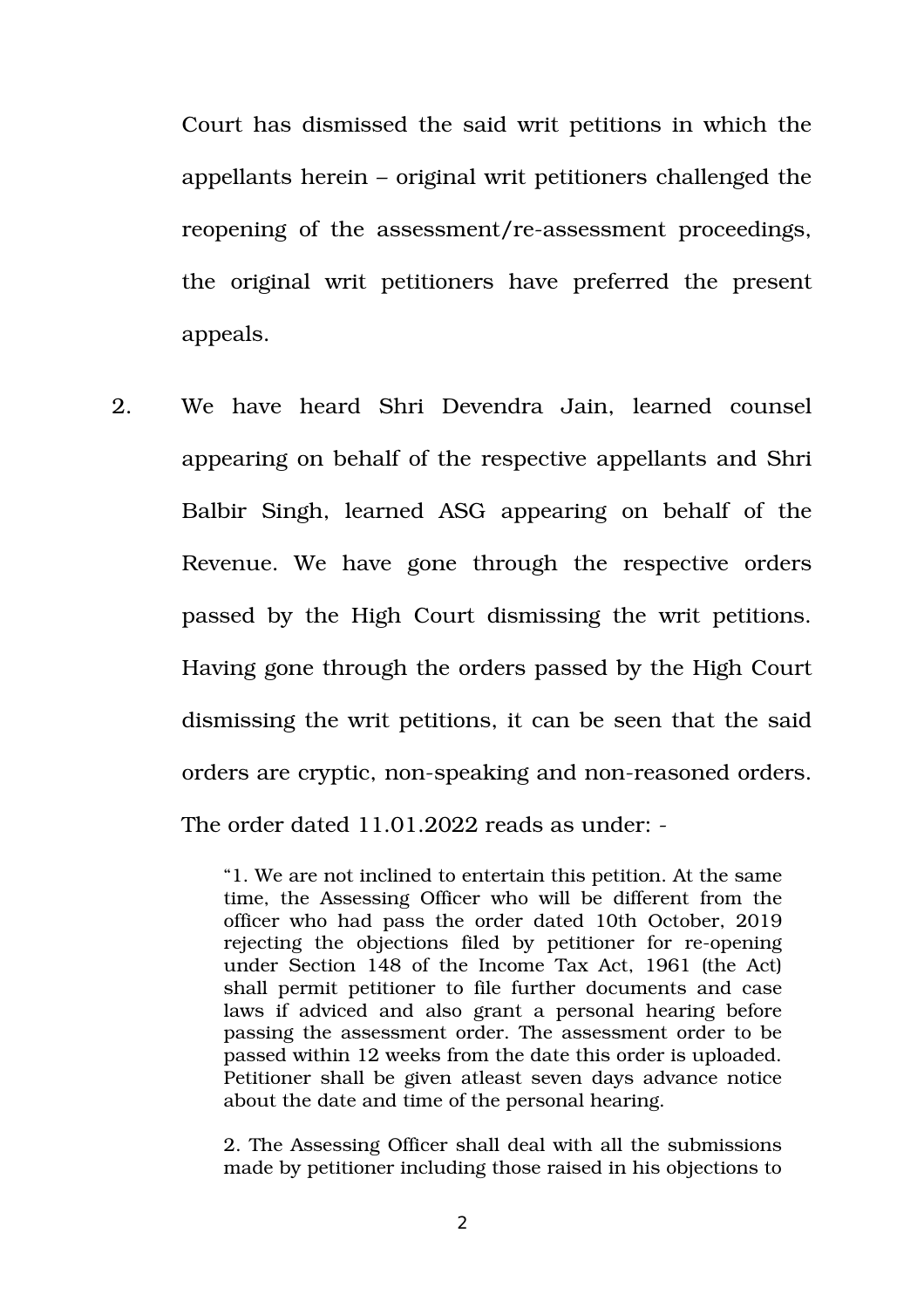Court has dismissed the said writ petitions in which the appellants herein – original writ petitioners challenged the reopening of the assessment/re-assessment proceedings, the original writ petitioners have preferred the present appeals.

2. We have heard Shri Devendra Jain, learned counsel appearing on behalf of the respective appellants and Shri Balbir Singh, learned ASG appearing on behalf of the Revenue. We have gone through the respective orders passed by the High Court dismissing the writ petitions. Having gone through the orders passed by the High Court dismissing the writ petitions, it can be seen that the said orders are cryptic, non-speaking and non-reasoned orders. The order dated 11.01.2022 reads as under: -

> "1. We are not inclined to entertain this petition. At the same time, the Assessing Officer who will be different from the officer who had pass the order dated 10th October, 2019 rejecting the objections filed by petitioner for re-opening under Section 148 of the Income Tax Act, 1961 (the Act) shall permit petitioner to file further documents and case laws if adviced and also grant a personal hearing before passing the assessment order. The assessment order to be passed within 12 weeks from the date this order is uploaded. Petitioner shall be given atleast seven days advance notice about the date and time of the personal hearing.
>
> 2. The Assessing Officer shall deal with all the submissions made by petitioner including those raised in his objections to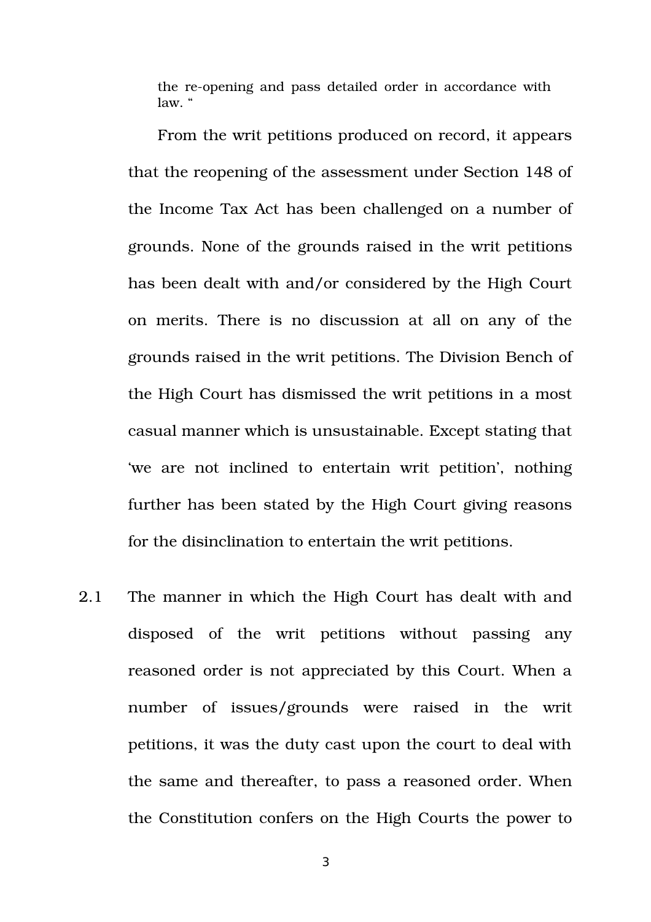> the re-opening and pass detailed order in accordance with law. "

From the writ petitions produced on record, it appears that the reopening of the assessment under Section 148 of the Income Tax Act has been challenged on a number of grounds. None of the grounds raised in the writ petitions has been dealt with and/or considered by the High Court on merits. There is no discussion at all on any of the grounds raised in the writ petitions. The Division Bench of the High Court has dismissed the writ petitions in a most casual manner which is unsustainable. Except stating that 'we are not inclined to entertain writ petition', nothing further has been stated by the High Court giving reasons for the disinclination to entertain the writ petitions.

2.1 The manner in which the High Court has dealt with and disposed of the writ petitions without passing any reasoned order is not appreciated by this Court. When a number of issues/grounds were raised in the writ petitions, it was the duty cast upon the court to deal with the same and thereafter, to pass a reasoned order. When the Constitution confers on the High Courts the power to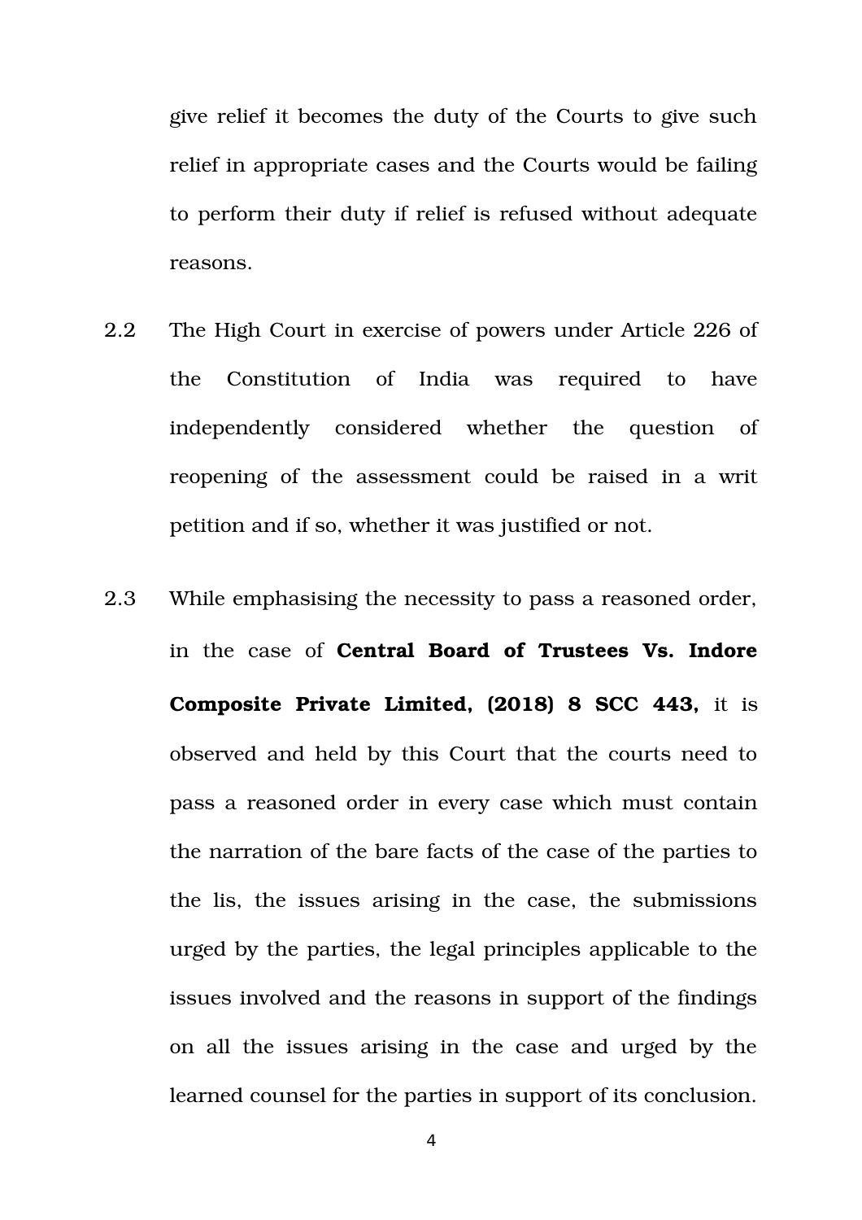give relief it becomes the duty of the Courts to give such relief in appropriate cases and the Courts would be failing to perform their duty if relief is refused without adequate reasons.

2.2 The High Court in exercise of powers under Article 226 of the Constitution of India was required to have independently considered whether the question of reopening of the assessment could be raised in a writ petition and if so, whether it was justified or not.

2.3 While emphasising the necessity to pass a reasoned order, in the case of **Central Board of Trustees Vs. Indore Composite Private Limited, (2018) 8 SCC 443,** it is observed and held by this Court that the courts need to pass a reasoned order in every case which must contain the narration of the bare facts of the case of the parties to the lis, the issues arising in the case, the submissions urged by the parties, the legal principles applicable to the issues involved and the reasons in support of the findings on all the issues arising in the case and urged by the learned counsel for the parties in support of its conclusion.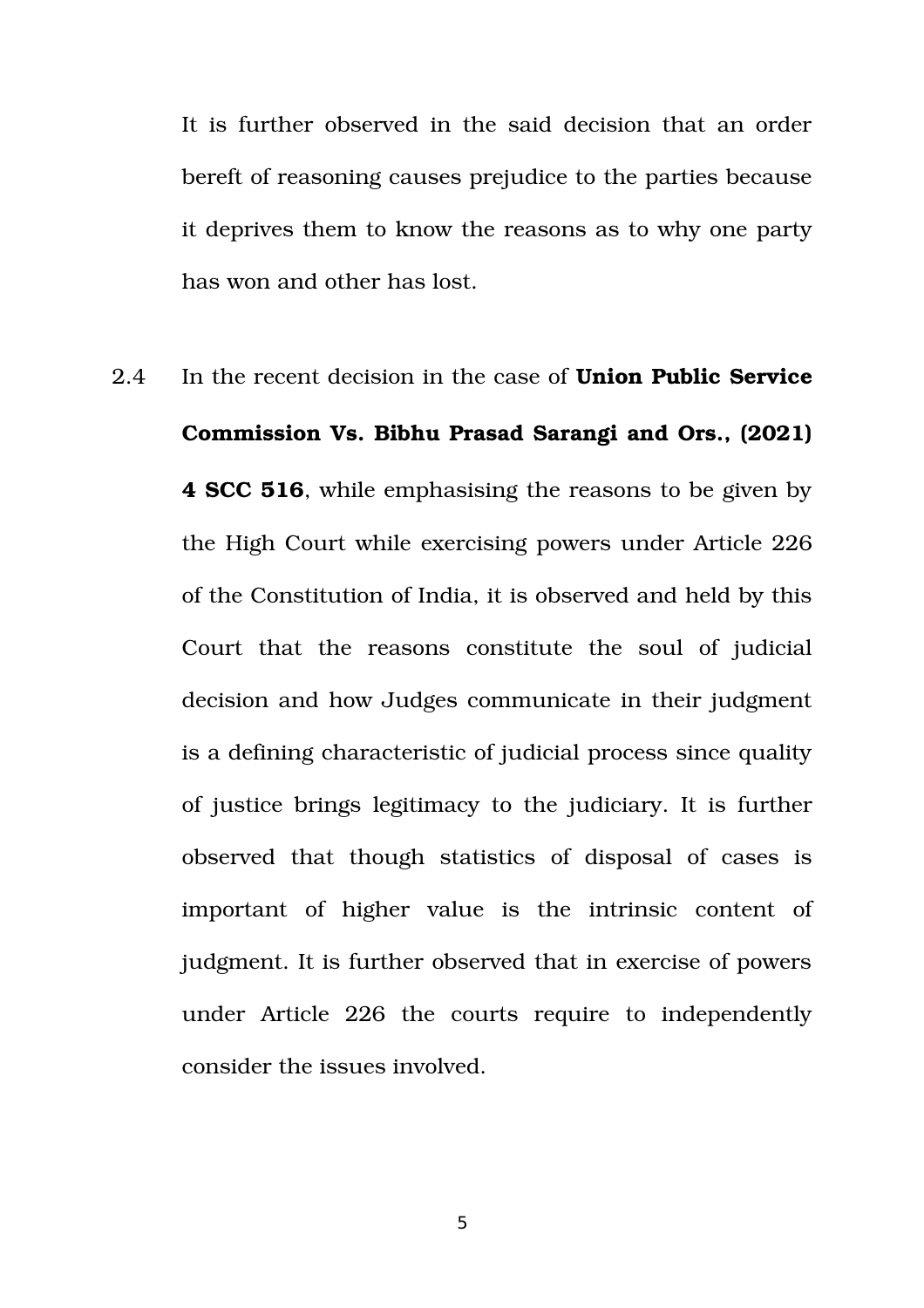It is further observed in the said decision that an order bereft of reasoning causes prejudice to the parties because it deprives them to know the reasons as to why one party has won and other has lost.

2.4 In the recent decision in the case of **Union Public Service Commission Vs. Bibhu Prasad Sarangi and Ors., (2021) 4 SCC 516**, while emphasising the reasons to be given by the High Court while exercising powers under Article 226 of the Constitution of India, it is observed and held by this Court that the reasons constitute the soul of judicial decision and how Judges communicate in their judgment is a defining characteristic of judicial process since quality of justice brings legitimacy to the judiciary. It is further observed that though statistics of disposal of cases is important of higher value is the intrinsic content of judgment. It is further observed that in exercise of powers under Article 226 the courts require to independently consider the issues involved.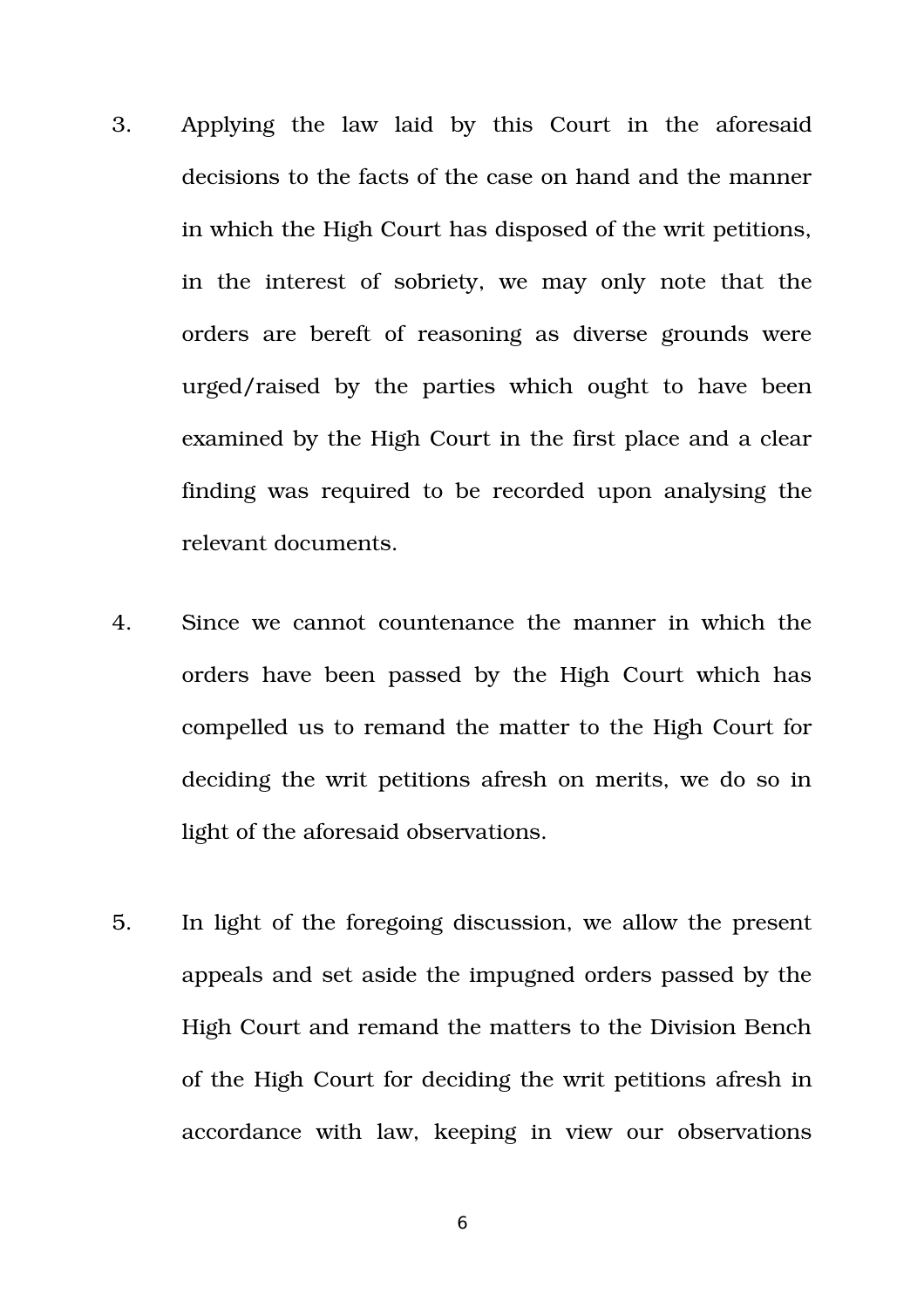3. Applying the law laid by this Court in the aforesaid decisions to the facts of the case on hand and the manner in which the High Court has disposed of the writ petitions, in the interest of sobriety, we may only note that the orders are bereft of reasoning as diverse grounds were urged/raised by the parties which ought to have been examined by the High Court in the first place and a clear finding was required to be recorded upon analysing the relevant documents.

4. Since we cannot countenance the manner in which the orders have been passed by the High Court which has compelled us to remand the matter to the High Court for deciding the writ petitions afresh on merits, we do so in light of the aforesaid observations.

5. In light of the foregoing discussion, we allow the present appeals and set aside the impugned orders passed by the High Court and remand the matters to the Division Bench of the High Court for deciding the writ petitions afresh in accordance with law, keeping in view our observations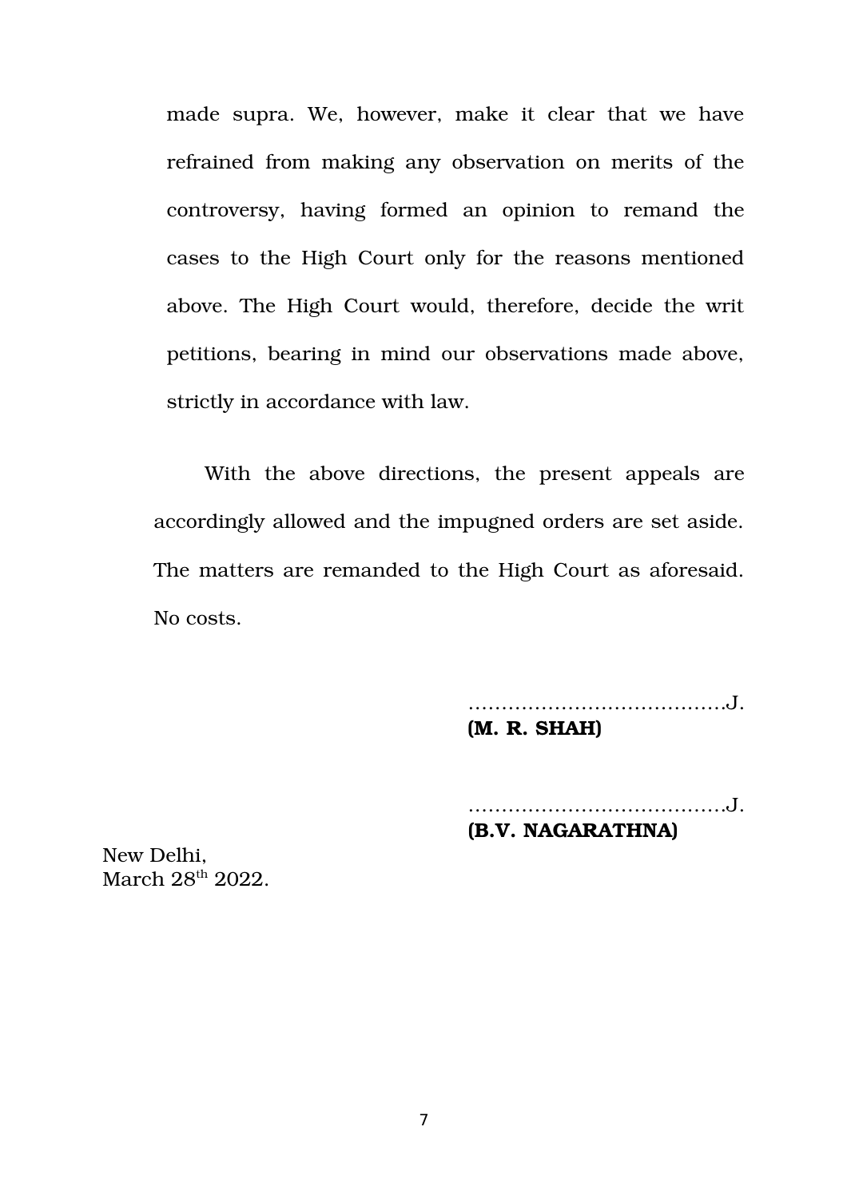made supra. We, however, make it clear that we have refrained from making any observation on merits of the controversy, having formed an opinion to remand the cases to the High Court only for the reasons mentioned above. The High Court would, therefore, decide the writ petitions, bearing in mind our observations made above, strictly in accordance with law.

With the above directions, the present appeals are accordingly allowed and the impugned orders are set aside. The matters are remanded to the High Court as aforesaid. No costs.

……………………………….J.
**(M. R. SHAH)**

……………………………….J.
**(B.V. NAGARATHNA)**

New Delhi,
March 28th 2022.